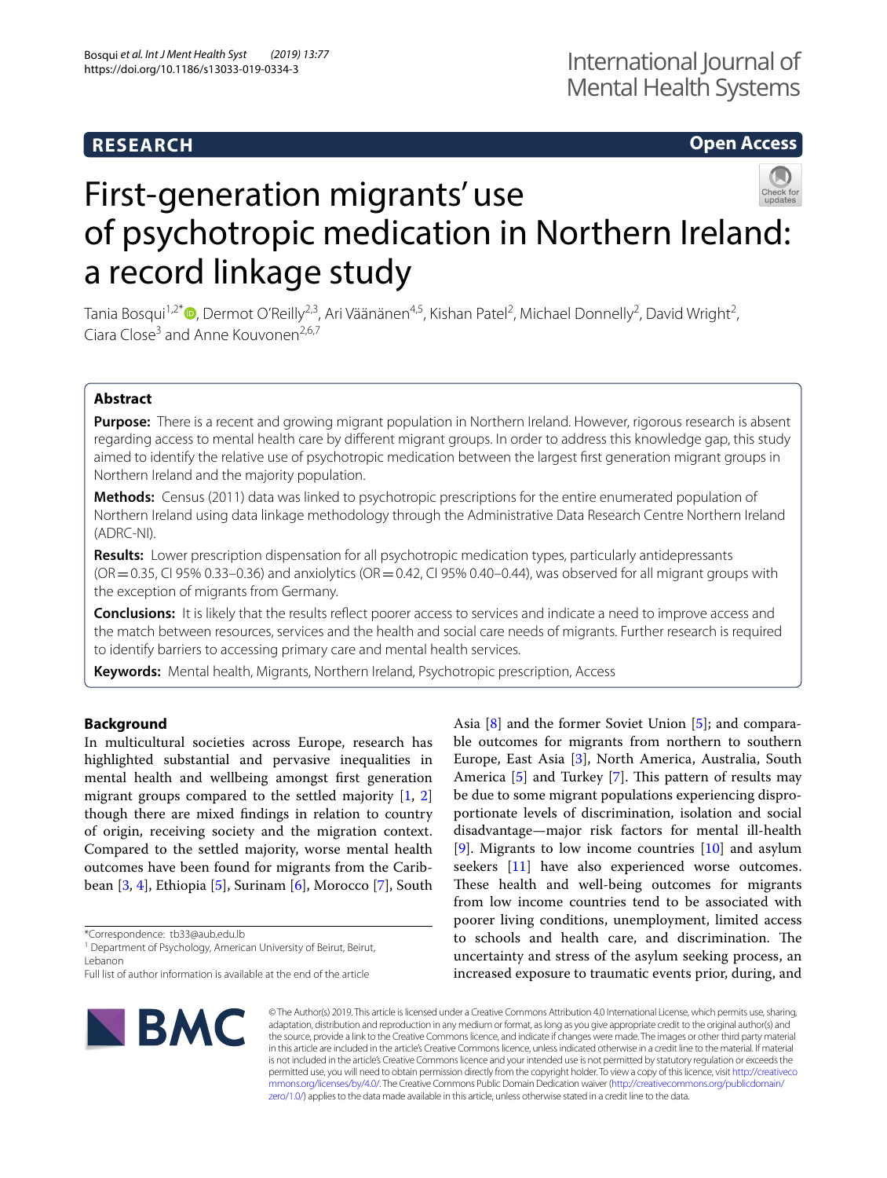**RESEARCH** **Open Access**

# First-generation migrants' use of psychotropic medication in Northern Ireland: a record linkage study

Tania Bosqui[1,2*], Dermot O'Reilly[2,3], Ari Väänänen[4,5], Kishan Patel[2], Michael Donnelly[2], David Wright[2], Ciara Close[3] and Anne Kouvonen[2,6,7]

## Abstract

**Purpose:** There is a recent and growing migrant population in Northern Ireland. However, rigorous research is absent regarding access to mental health care by different migrant groups. In order to address this knowledge gap, this study aimed to identify the relative use of psychotropic medication between the largest first generation migrant groups in Northern Ireland and the majority population.

**Methods:** Census (2011) data was linked to psychotropic prescriptions for the entire enumerated population of Northern Ireland using data linkage methodology through the Administrative Data Research Centre Northern Ireland (ADRC-NI).

**Results:** Lower prescription dispensation for all psychotropic medication types, particularly antidepressants (OR = 0.35, CI 95% 0.33–0.36) and anxiolytics (OR = 0.42, CI 95% 0.40–0.44), was observed for all migrant groups with the exception of migrants from Germany.

**Conclusions:** It is likely that the results reflect poorer access to services and indicate a need to improve access and the match between resources, services and the health and social care needs of migrants. Further research is required to identify barriers to accessing primary care and mental health services.

**Keywords:** Mental health, Migrants, Northern Ireland, Psychotropic prescription, Access

## Background

In multicultural societies across Europe, research has highlighted substantial and pervasive inequalities in mental health and wellbeing amongst first generation migrant groups compared to the settled majority [1, 2] though there are mixed findings in relation to country of origin, receiving society and the migration context. Compared to the settled majority, worse mental health outcomes have been found for migrants from the Caribbean [3, 4], Ethiopia [5], Surinam [6], Morocco [7], South Asia [8] and the former Soviet Union [5]; and comparable outcomes for migrants from northern to southern Europe, East Asia [3], North America, Australia, South America [5] and Turkey [7]. This pattern of results may be due to some migrant populations experiencing disproportionate levels of discrimination, isolation and social disadvantage—major risk factors for mental ill-health [9]. Migrants to low income countries [10] and asylum seekers [11] have also experienced worse outcomes. These health and well-being outcomes for migrants from low income countries tend to be associated with poorer living conditions, unemployment, limited access to schools and health care, and discrimination. The uncertainty and stress of the asylum seeking process, an increased exposure to traumatic events prior, during, and

*Correspondence: tb33@aub.edu.lb
[1] Department of Psychology, American University of Beirut, Beirut, Lebanon
Full list of author information is available at the end of the article

© The Author(s) 2019. This article is licensed under a Creative Commons Attribution 4.0 International License, which permits use, sharing, adaptation, distribution and reproduction in any medium or format, as long as you give appropriate credit to the original author(s) and the source, provide a link to the Creative Commons licence, and indicate if changes were made. The images or other third party material in this article are included in the article's Creative Commons licence, unless indicated otherwise in a credit line to the material. If material is not included in the article's Creative Commons licence and your intended use is not permitted by statutory regulation or exceeds the permitted use, you will need to obtain permission directly from the copyright holder. To view a copy of this licence, visit http://creativecommons.org/licenses/by/4.0/. The Creative Commons Public Domain Dedication waiver (http://creativecommons.org/publicdomain/zero/1.0/) applies to the data made available in this article, unless otherwise stated in a credit line to the data.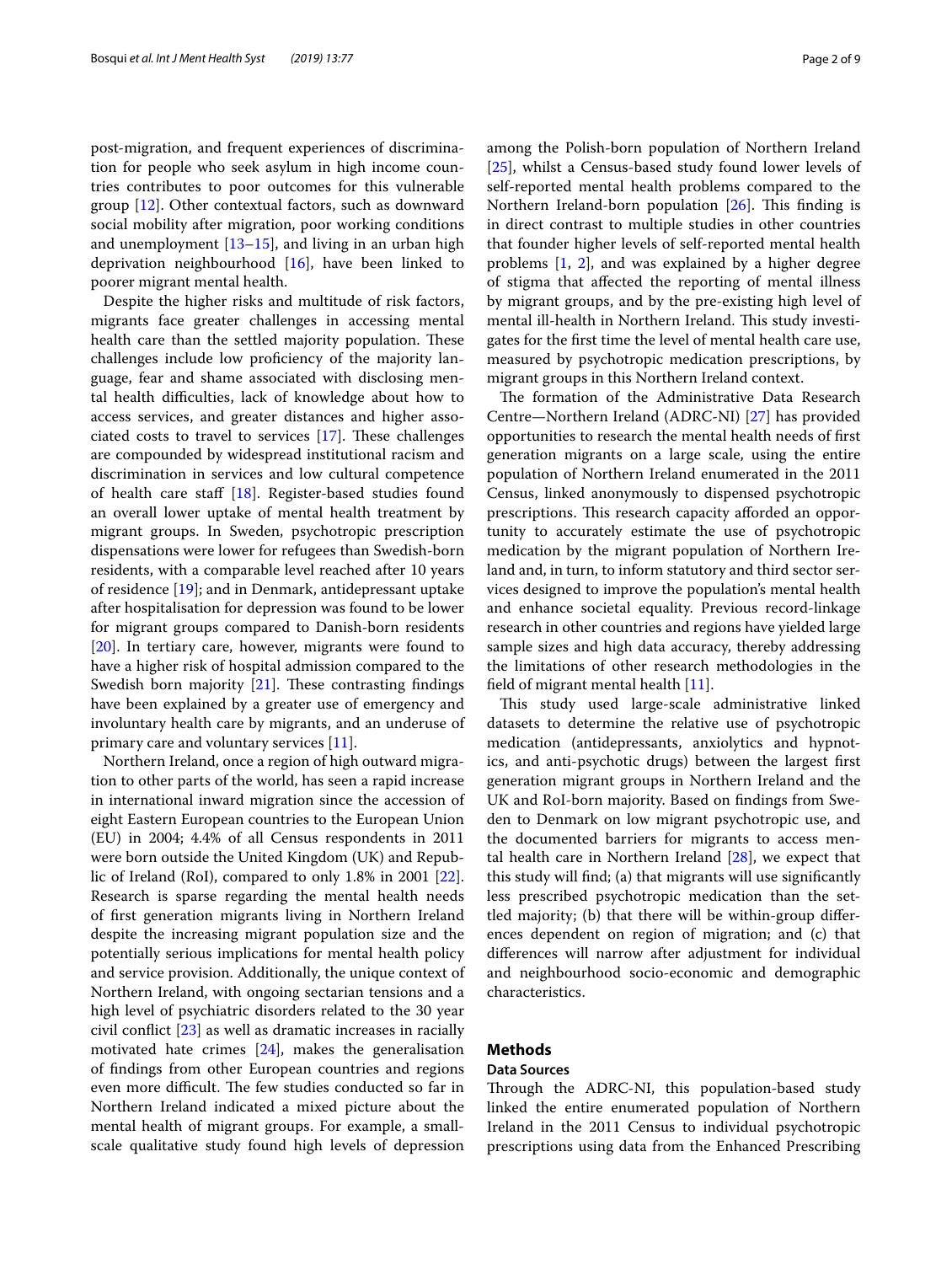post-migration, and frequent experiences of discrimination for people who seek asylum in high income countries contributes to poor outcomes for this vulnerable group [12]. Other contextual factors, such as downward social mobility after migration, poor working conditions and unemployment [13–15], and living in an urban high deprivation neighbourhood [16], have been linked to poorer migrant mental health.

Despite the higher risks and multitude of risk factors, migrants face greater challenges in accessing mental health care than the settled majority population. These challenges include low proficiency of the majority language, fear and shame associated with disclosing mental health difficulties, lack of knowledge about how to access services, and greater distances and higher associated costs to travel to services [17]. These challenges are compounded by widespread institutional racism and discrimination in services and low cultural competence of health care staff [18]. Register-based studies found an overall lower uptake of mental health treatment by migrant groups. In Sweden, psychotropic prescription dispensations were lower for refugees than Swedish-born residents, with a comparable level reached after 10 years of residence [19]; and in Denmark, antidepressant uptake after hospitalisation for depression was found to be lower for migrant groups compared to Danish-born residents [20]. In tertiary care, however, migrants were found to have a higher risk of hospital admission compared to the Swedish born majority [21]. These contrasting findings have been explained by a greater use of emergency and involuntary health care by migrants, and an underuse of primary care and voluntary services [11].

Northern Ireland, once a region of high outward migration to other parts of the world, has seen a rapid increase in international inward migration since the accession of eight Eastern European countries to the European Union (EU) in 2004; 4.4% of all Census respondents in 2011 were born outside the United Kingdom (UK) and Republic of Ireland (RoI), compared to only 1.8% in 2001 [22]. Research is sparse regarding the mental health needs of first generation migrants living in Northern Ireland despite the increasing migrant population size and the potentially serious implications for mental health policy and service provision. Additionally, the unique context of Northern Ireland, with ongoing sectarian tensions and a high level of psychiatric disorders related to the 30 year civil conflict [23] as well as dramatic increases in racially motivated hate crimes [24], makes the generalisation of findings from other European countries and regions even more difficult. The few studies conducted so far in Northern Ireland indicated a mixed picture about the mental health of migrant groups. For example, a small-scale qualitative study found high levels of depression among the Polish-born population of Northern Ireland [25], whilst a Census-based study found lower levels of self-reported mental health problems compared to the Northern Ireland-born population [26]. This finding is in direct contrast to multiple studies in other countries that founder higher levels of self-reported mental health problems [1, 2], and was explained by a higher degree of stigma that affected the reporting of mental illness by migrant groups, and by the pre-existing high level of mental ill-health in Northern Ireland. This study investigates for the first time the level of mental health care use, measured by psychotropic medication prescriptions, by migrant groups in this Northern Ireland context.

The formation of the Administrative Data Research Centre—Northern Ireland (ADRC-NI) [27] has provided opportunities to research the mental health needs of first generation migrants on a large scale, using the entire population of Northern Ireland enumerated in the 2011 Census, linked anonymously to dispensed psychotropic prescriptions. This research capacity afforded an opportunity to accurately estimate the use of psychotropic medication by the migrant population of Northern Ireland and, in turn, to inform statutory and third sector services designed to improve the population's mental health and enhance societal equality. Previous record-linkage research in other countries and regions have yielded large sample sizes and high data accuracy, thereby addressing the limitations of other research methodologies in the field of migrant mental health [11].

This study used large-scale administrative linked datasets to determine the relative use of psychotropic medication (antidepressants, anxiolytics and hypnotics, and anti-psychotic drugs) between the largest first generation migrant groups in Northern Ireland and the UK and RoI-born majority. Based on findings from Sweden to Denmark on low migrant psychotropic use, and the documented barriers for migrants to access mental health care in Northern Ireland [28], we expect that this study will find; (a) that migrants will use significantly less prescribed psychotropic medication than the settled majority; (b) that there will be within-group differences dependent on region of migration; and (c) that differences will narrow after adjustment for individual and neighbourhood socio-economic and demographic characteristics.

## Methods

### Data Sources

Through the ADRC-NI, this population-based study linked the entire enumerated population of Northern Ireland in the 2011 Census to individual psychotropic prescriptions using data from the Enhanced Prescribing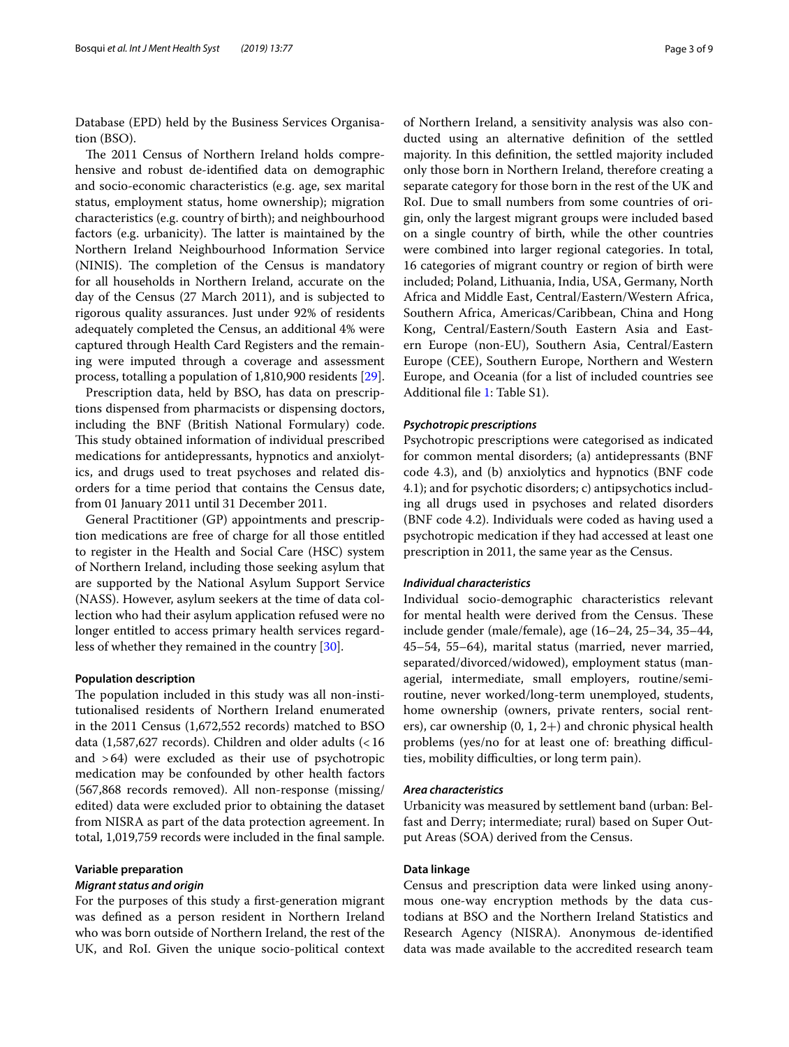Database (EPD) held by the Business Services Organisation (BSO).

The 2011 Census of Northern Ireland holds comprehensive and robust de-identified data on demographic and socio-economic characteristics (e.g. age, sex marital status, employment status, home ownership); migration characteristics (e.g. country of birth); and neighbourhood factors (e.g. urbanicity). The latter is maintained by the Northern Ireland Neighbourhood Information Service (NINIS). The completion of the Census is mandatory for all households in Northern Ireland, accurate on the day of the Census (27 March 2011), and is subjected to rigorous quality assurances. Just under 92% of residents adequately completed the Census, an additional 4% were captured through Health Card Registers and the remaining were imputed through a coverage and assessment process, totalling a population of 1,810,900 residents [29].

Prescription data, held by BSO, has data on prescriptions dispensed from pharmacists or dispensing doctors, including the BNF (British National Formulary) code. This study obtained information of individual prescribed medications for antidepressants, hypnotics and anxiolytics, and drugs used to treat psychoses and related disorders for a time period that contains the Census date, from 01 January 2011 until 31 December 2011.

General Practitioner (GP) appointments and prescription medications are free of charge for all those entitled to register in the Health and Social Care (HSC) system of Northern Ireland, including those seeking asylum that are supported by the National Asylum Support Service (NASS). However, asylum seekers at the time of data collection who had their asylum application refused were no longer entitled to access primary health services regardless of whether they remained in the country [30].

### Population description

The population included in this study was all non-institutionalised residents of Northern Ireland enumerated in the 2011 Census (1,672,552 records) matched to BSO data (1,587,627 records). Children and older adults (< 16 and > 64) were excluded as their use of psychotropic medication may be confounded by other health factors (567,868 records removed). All non-response (missing/edited) data were excluded prior to obtaining the dataset from NISRA as part of the data protection agreement. In total, 1,019,759 records were included in the final sample.

### Variable preparation

#### *Migrant status and origin*

For the purposes of this study a first-generation migrant was defined as a person resident in Northern Ireland who was born outside of Northern Ireland, the rest of the UK, and RoI. Given the unique socio-political context of Northern Ireland, a sensitivity analysis was also conducted using an alternative definition of the settled majority. In this definition, the settled majority included only those born in Northern Ireland, therefore creating a separate category for those born in the rest of the UK and RoI. Due to small numbers from some countries of origin, only the largest migrant groups were included based on a single country of birth, while the other countries were combined into larger regional categories. In total, 16 categories of migrant country or region of birth were included; Poland, Lithuania, India, USA, Germany, North Africa and Middle East, Central/Eastern/Western Africa, Southern Africa, Americas/Caribbean, China and Hong Kong, Central/Eastern/South Eastern Asia and Eastern Europe (non-EU), Southern Asia, Central/Eastern Europe (CEE), Southern Europe, Northern and Western Europe, and Oceania (for a list of included countries see Additional file 1: Table S1).

#### *Psychotropic prescriptions*

Psychotropic prescriptions were categorised as indicated for common mental disorders; (a) antidepressants (BNF code 4.3), and (b) anxiolytics and hypnotics (BNF code 4.1); and for psychotic disorders; c) antipsychotics including all drugs used in psychoses and related disorders (BNF code 4.2). Individuals were coded as having used a psychotropic medication if they had accessed at least one prescription in 2011, the same year as the Census.

#### *Individual characteristics*

Individual socio-demographic characteristics relevant for mental health were derived from the Census. These include gender (male/female), age (16–24, 25–34, 35–44, 45–54, 55–64), marital status (married, never married, separated/divorced/widowed), employment status (managerial, intermediate, small employers, routine/semi-routine, never worked/long-term unemployed, students, home ownership (owners, private renters, social renters), car ownership (0, 1, 2+) and chronic physical health problems (yes/no for at least one of: breathing difficulties, mobility difficulties, or long term pain).

#### *Area characteristics*

Urbanicity was measured by settlement band (urban: Belfast and Derry; intermediate; rural) based on Super Output Areas (SOA) derived from the Census.

### Data linkage

Census and prescription data were linked using anonymous one-way encryption methods by the data custodians at BSO and the Northern Ireland Statistics and Research Agency (NISRA). Anonymous de-identified data was made available to the accredited research team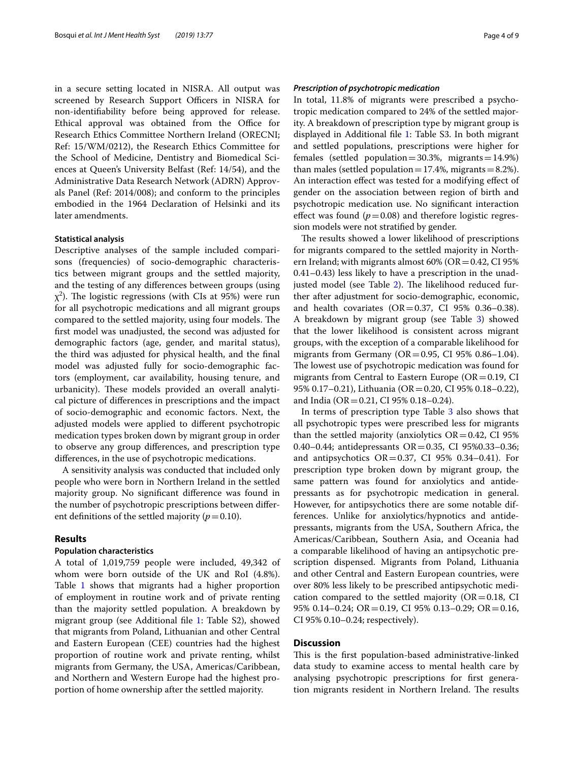in a secure setting located in NISRA. All output was screened by Research Support Officers in NISRA for non-identifiability before being approved for release. Ethical approval was obtained from the Office for Research Ethics Committee Northern Ireland (ORECNI; Ref: 15/WM/0212), the Research Ethics Committee for the School of Medicine, Dentistry and Biomedical Sciences at Queen's University Belfast (Ref: 14/54), and the Administrative Data Research Network (ADRN) Approvals Panel (Ref: 2014/008); and conform to the principles embodied in the 1964 Declaration of Helsinki and its later amendments.

#### Statistical analysis

Descriptive analyses of the sample included comparisons (frequencies) of socio-demographic characteristics between migrant groups and the settled majority, and the testing of any differences between groups (using $\chi^2$). The logistic regressions (with CIs at 95%) were run for all psychotropic medications and all migrant groups compared to the settled majority, using four models. The first model was unadjusted, the second was adjusted for demographic factors (age, gender, and marital status), the third was adjusted for physical health, and the final model was adjusted fully for socio-demographic factors (employment, car availability, housing tenure, and urbanicity). These models provided an overall analytical picture of differences in prescriptions and the impact of socio-demographic and economic factors. Next, the adjusted models were applied to different psychotropic medication types broken down by migrant group in order to observe any group differences, and prescription type differences, in the use of psychotropic medications.

A sensitivity analysis was conducted that included only people who were born in Northern Ireland in the settled majority group. No significant difference was found in the number of psychotropic prescriptions between different definitions of the settled majority ($p=0.10$).

## Results

#### Population characteristics

A total of 1,019,759 people were included, 49,342 of whom were born outside of the UK and RoI (4.8%). Table 1 shows that migrants had a higher proportion of employment in routine work and of private renting than the majority settled population. A breakdown by migrant group (see Additional file 1: Table S2), showed that migrants from Poland, Lithuanian and other Central and Eastern European (CEE) countries had the highest proportion of routine work and private renting, whilst migrants from Germany, the USA, Americas/Caribbean, and Northern and Western Europe had the highest proportion of home ownership after the settled majority.

#### *Prescription of psychotropic medication*

In total, 11.8% of migrants were prescribed a psychotropic medication compared to 24% of the settled majority. A breakdown of prescription type by migrant group is displayed in Additional file 1: Table S3. In both migrant and settled populations, prescriptions were higher for females (settled population = 30.3%, migrants = 14.9%) than males (settled population = 17.4%, migrants = 8.2%). An interaction effect was tested for a modifying effect of gender on the association between region of birth and psychotropic medication use. No significant interaction effect was found ($p=0.08$) and therefore logistic regression models were not stratified by gender.

The results showed a lower likelihood of prescriptions for migrants compared to the settled majority in Northern Ireland; with migrants almost 60% (OR = 0.42, CI 95% 0.41–0.43) less likely to have a prescription in the unadjusted model (see Table 2). The likelihood reduced further after adjustment for socio-demographic, economic, and health covariates (OR = 0.37, CI 95% 0.36–0.38). A breakdown by migrant group (see Table 3) showed that the lower likelihood is consistent across migrant groups, with the exception of a comparable likelihood for migrants from Germany (OR = 0.95, CI 95% 0.86–1.04). The lowest use of psychotropic medication was found for migrants from Central to Eastern Europe (OR = 0.19, CI 95% 0.17–0.21), Lithuania (OR = 0.20, CI 95% 0.18–0.22), and India (OR = 0.21, CI 95% 0.18–0.24).

In terms of prescription type Table 3 also shows that all psychotropic types were prescribed less for migrants than the settled majority (anxiolytics OR = 0.42, CI 95% 0.40–0.44; antidepressants OR = 0.35, CI 95%0.33–0.36; and antipsychotics OR = 0.37, CI 95% 0.34–0.41). For prescription type broken down by migrant group, the same pattern was found for anxiolytics and antidepressants as for psychotropic medication in general. However, for antipsychotics there are some notable differences. Unlike for anxiolytics/hypnotics and antidepressants, migrants from the USA, Southern Africa, the Americas/Caribbean, Southern Asia, and Oceania had a comparable likelihood of having an antipsychotic prescription dispensed. Migrants from Poland, Lithuania and other Central and Eastern European countries, were over 80% less likely to be prescribed antipsychotic medication compared to the settled majority (OR = 0.18, CI 95% 0.14–0.24; OR = 0.19, CI 95% 0.13–0.29; OR = 0.16, CI 95% 0.10–0.24; respectively).

## Discussion

This is the first population-based administrative-linked data study to examine access to mental health care by analysing psychotropic prescriptions for first generation migrants resident in Northern Ireland. The results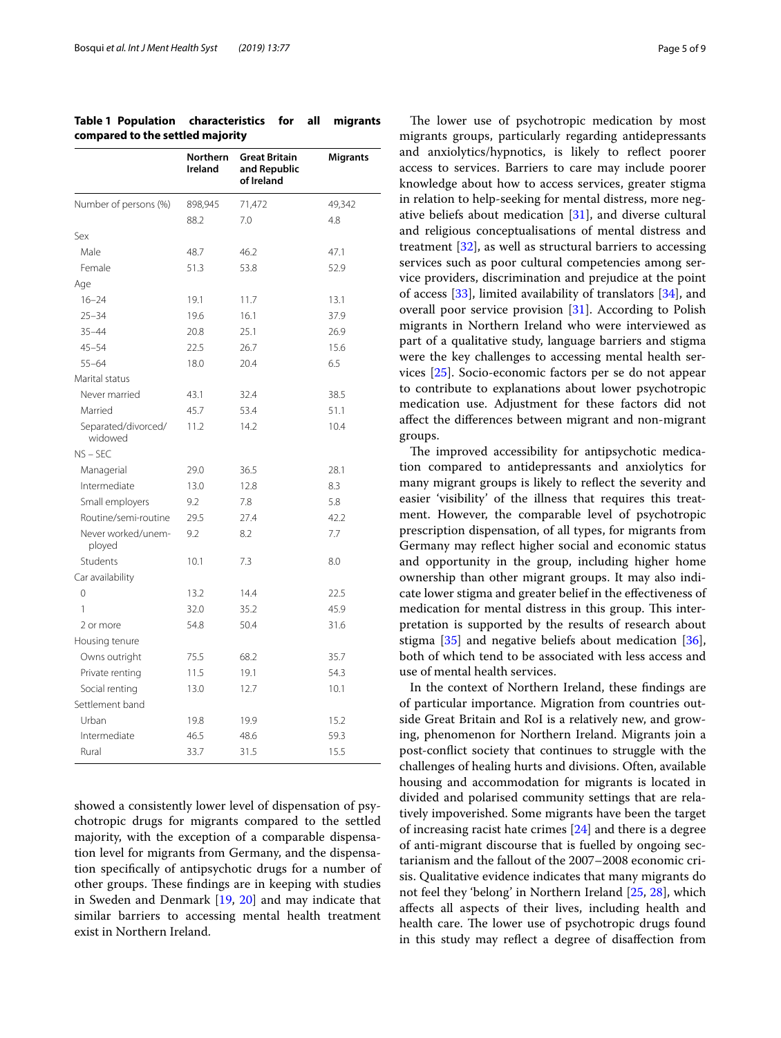**Table 1 Population characteristics for all migrants compared to the settled majority**

| | Northern Ireland | Great Britain and Republic of Ireland | Migrants |
|---|---|---|---|
| Number of persons (%) | 898,945 | 71,472 | 49,342 |
| | 88.2 | 7.0 | 4.8 |
| Sex | | | |
| Male | 48.7 | 46.2 | 47.1 |
| Female | 51.3 | 53.8 | 52.9 |
| Age | | | |
| 16–24 | 19.1 | 11.7 | 13.1 |
| 25–34 | 19.6 | 16.1 | 37.9 |
| 35–44 | 20.8 | 25.1 | 26.9 |
| 45–54 | 22.5 | 26.7 | 15.6 |
| 55–64 | 18.0 | 20.4 | 6.5 |
| Marital status | | | |
| Never married | 43.1 | 32.4 | 38.5 |
| Married | 45.7 | 53.4 | 51.1 |
| Separated/divorced/widowed | 11.2 | 14.2 | 10.4 |
| NS – SEC | | | |
| Managerial | 29.0 | 36.5 | 28.1 |
| Intermediate | 13.0 | 12.8 | 8.3 |
| Small employers | 9.2 | 7.8 | 5.8 |
| Routine/semi-routine | 29.5 | 27.4 | 42.2 |
| Never worked/unemployed | 9.2 | 8.2 | 7.7 |
| Students | 10.1 | 7.3 | 8.0 |
| Car availability | | | |
| 0 | 13.2 | 14.4 | 22.5 |
| 1 | 32.0 | 35.2 | 45.9 |
| 2 or more | 54.8 | 50.4 | 31.6 |
| Housing tenure | | | |
| Owns outright | 75.5 | 68.2 | 35.7 |
| Private renting | 11.5 | 19.1 | 54.3 |
| Social renting | 13.0 | 12.7 | 10.1 |
| Settlement band | | | |
| Urban | 19.8 | 19.9 | 15.2 |
| Intermediate | 46.5 | 48.6 | 59.3 |
| Rural | 33.7 | 31.5 | 15.5 |

showed a consistently lower level of dispensation of psychotropic drugs for migrants compared to the settled majority, with the exception of a comparable dispensation level for migrants from Germany, and the dispensation specifically of antipsychotic drugs for a number of other groups. These findings are in keeping with studies in Sweden and Denmark [19, 20] and may indicate that similar barriers to accessing mental health treatment exist in Northern Ireland.

The lower use of psychotropic medication by most migrants groups, particularly regarding antidepressants and anxiolytics/hypnotics, is likely to reflect poorer access to services. Barriers to care may include poorer knowledge about how to access services, greater stigma in relation to help-seeking for mental distress, more negative beliefs about medication [31], and diverse cultural and religious conceptualisations of mental distress and treatment [32], as well as structural barriers to accessing services such as poor cultural competencies among service providers, discrimination and prejudice at the point of access [33], limited availability of translators [34], and overall poor service provision [31]. According to Polish migrants in Northern Ireland who were interviewed as part of a qualitative study, language barriers and stigma were the key challenges to accessing mental health services [25]. Socio-economic factors per se do not appear to contribute to explanations about lower psychotropic medication use. Adjustment for these factors did not affect the differences between migrant and non-migrant groups.

The improved accessibility for antipsychotic medication compared to antidepressants and anxiolytics for many migrant groups is likely to reflect the severity and easier 'visibility' of the illness that requires this treatment. However, the comparable level of psychotropic prescription dispensation, of all types, for migrants from Germany may reflect higher social and economic status and opportunity in the group, including higher home ownership than other migrant groups. It may also indicate lower stigma and greater belief in the effectiveness of medication for mental distress in this group. This interpretation is supported by the results of research about stigma [35] and negative beliefs about medication [36], both of which tend to be associated with less access and use of mental health services.

In the context of Northern Ireland, these findings are of particular importance. Migration from countries outside Great Britain and RoI is a relatively new, and growing, phenomenon for Northern Ireland. Migrants join a post-conflict society that continues to struggle with the challenges of healing hurts and divisions. Often, available housing and accommodation for migrants is located in divided and polarised community settings that are relatively impoverished. Some migrants have been the target of increasing racist hate crimes [24] and there is a degree of anti-migrant discourse that is fuelled by ongoing sectarianism and the fallout of the 2007–2008 economic crisis. Qualitative evidence indicates that many migrants do not feel they 'belong' in Northern Ireland [25, 28], which affects all aspects of their lives, including health and health care. The lower use of psychotropic drugs found in this study may reflect a degree of disaffection from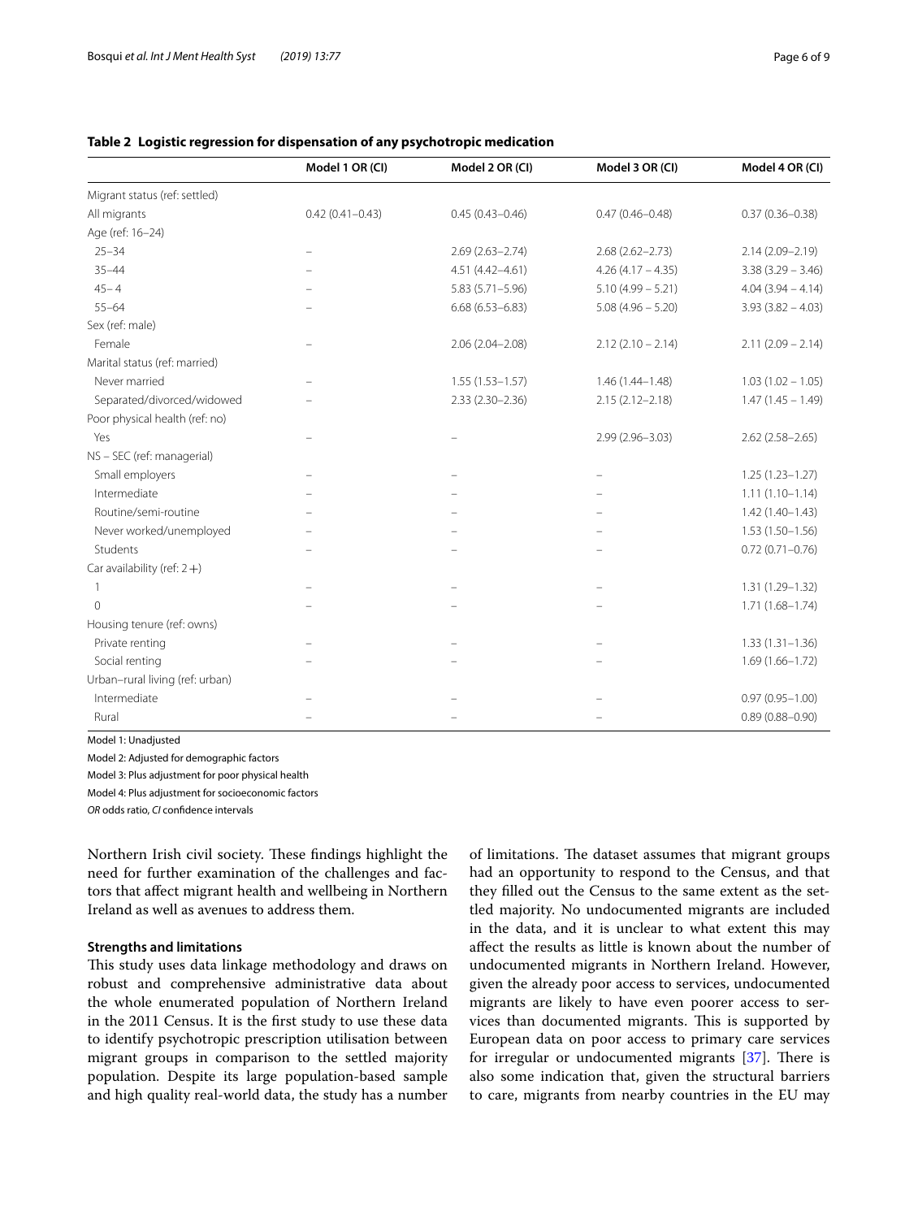**Table 2 Logistic regression for dispensation of any psychotropic medication**

| | Model 1 OR (CI) | Model 2 OR (CI) | Model 3 OR (CI) | Model 4 OR (CI) |
|---|---|---|---|---|
| Migrant status (ref: settled) | | | | |
| All migrants | 0.42 (0.41–0.43) | 0.45 (0.43–0.46) | 0.47 (0.46–0.48) | 0.37 (0.36–0.38) |
| Age (ref: 16–24) | | | | |
| 25–34 | – | 2.69 (2.63–2.74) | 2.68 (2.62–2.73) | 2.14 (2.09–2.19) |
| 35–44 | – | 4.51 (4.42–4.61) | 4.26 (4.17 – 4.35) | 3.38 (3.29 – 3.46) |
| 45– 4 | – | 5.83 (5.71–5.96) | 5.10 (4.99 – 5.21) | 4.04 (3.94 – 4.14) |
| 55–64 | – | 6.68 (6.53–6.83) | 5.08 (4.96 – 5.20) | 3.93 (3.82 – 4.03) |
| Sex (ref: male) | | | | |
| Female | – | 2.06 (2.04–2.08) | 2.12 (2.10 – 2.14) | 2.11 (2.09 – 2.14) |
| Marital status (ref: married) | | | | |
| Never married | – | 1.55 (1.53–1.57) | 1.46 (1.44–1.48) | 1.03 (1.02 – 1.05) |
| Separated/divorced/widowed | – | 2.33 (2.30–2.36) | 2.15 (2.12–2.18) | 1.47 (1.45 – 1.49) |
| Poor physical health (ref: no) | | | | |
| Yes | – | – | 2.99 (2.96–3.03) | 2.62 (2.58–2.65) |
| NS – SEC (ref: managerial) | | | | |
| Small employers | – | – | – | 1.25 (1.23–1.27) |
| Intermediate | – | – | – | 1.11 (1.10–1.14) |
| Routine/semi-routine | – | – | – | 1.42 (1.40–1.43) |
| Never worked/unemployed | – | – | – | 1.53 (1.50–1.56) |
| Students | – | – | – | 0.72 (0.71–0.76) |
| Car availability (ref: 2+) | | | | |
| 1 | – | – | – | 1.31 (1.29–1.32) |
| 0 | – | – | – | 1.71 (1.68–1.74) |
| Housing tenure (ref: owns) | | | | |
| Private renting | – | – | – | 1.33 (1.31–1.36) |
| Social renting | – | – | – | 1.69 (1.66–1.72) |
| Urban–rural living (ref: urban) | | | | |
| Intermediate | – | – | – | 0.97 (0.95–1.00) |
| Rural | – | – | – | 0.89 (0.88–0.90) |

Model 1: Unadjusted

Model 2: Adjusted for demographic factors

Model 3: Plus adjustment for poor physical health

Model 4: Plus adjustment for socioeconomic factors

*OR* odds ratio, *CI* confidence intervals

Northern Irish civil society. These findings highlight the need for further examination of the challenges and factors that affect migrant health and wellbeing in Northern Ireland as well as avenues to address them.

### Strengths and limitations

This study uses data linkage methodology and draws on robust and comprehensive administrative data about the whole enumerated population of Northern Ireland in the 2011 Census. It is the first study to use these data to identify psychotropic prescription utilisation between migrant groups in comparison to the settled majority population. Despite its large population-based sample and high quality real-world data, the study has a number of limitations. The dataset assumes that migrant groups had an opportunity to respond to the Census, and that they filled out the Census to the same extent as the settled majority. No undocumented migrants are included in the data, and it is unclear to what extent this may affect the results as little is known about the number of undocumented migrants in Northern Ireland. However, given the already poor access to services, undocumented migrants are likely to have even poorer access to services than documented migrants. This is supported by European data on poor access to primary care services for irregular or undocumented migrants [37]. There is also some indication that, given the structural barriers to care, migrants from nearby countries in the EU may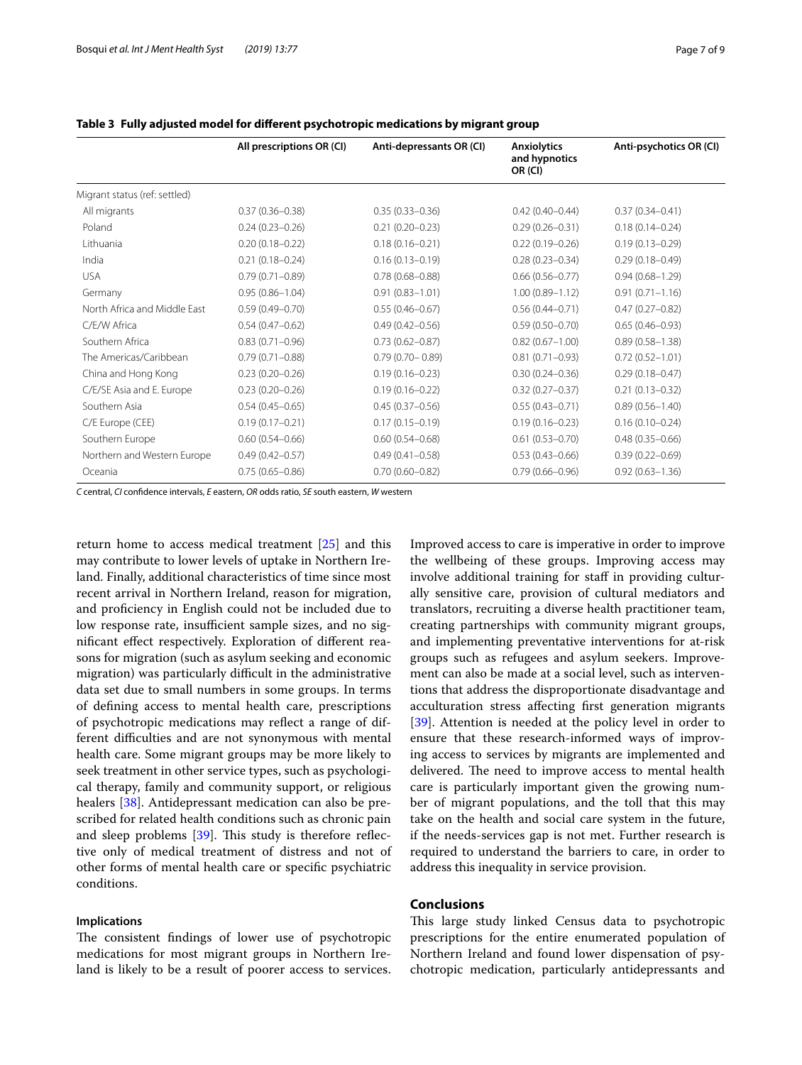**Table 3 Fully adjusted model for different psychotropic medications by migrant group**

| | All prescriptions OR (CI) | Anti-depressants OR (CI) | Anxiolytics and hypnotics OR (CI) | Anti-psychotics OR (CI) |
|---|---|---|---|---|
| Migrant status (ref: settled) | | | | |
| All migrants | 0.37 (0.36–0.38) | 0.35 (0.33–0.36) | 0.42 (0.40–0.44) | 0.37 (0.34–0.41) |
| Poland | 0.24 (0.23–0.26) | 0.21 (0.20–0.23) | 0.29 (0.26–0.31) | 0.18 (0.14–0.24) |
| Lithuania | 0.20 (0.18–0.22) | 0.18 (0.16–0.21) | 0.22 (0.19–0.26) | 0.19 (0.13–0.29) |
| India | 0.21 (0.18–0.24) | 0.16 (0.13–0.19) | 0.28 (0.23–0.34) | 0.29 (0.18–0.49) |
| USA | 0.79 (0.71–0.89) | 0.78 (0.68–0.88) | 0.66 (0.56–0.77) | 0.94 (0.68–1.29) |
| Germany | 0.95 (0.86–1.04) | 0.91 (0.83–1.01) | 1.00 (0.89–1.12) | 0.91 (0.71–1.16) |
| North Africa and Middle East | 0.59 (0.49–0.70) | 0.55 (0.46–0.67) | 0.56 (0.44–0.71) | 0.47 (0.27–0.82) |
| C/E/W Africa | 0.54 (0.47–0.62) | 0.49 (0.42–0.56) | 0.59 (0.50–0.70) | 0.65 (0.46–0.93) |
| Southern Africa | 0.83 (0.71–0.96) | 0.73 (0.62–0.87) | 0.82 (0.67–1.00) | 0.89 (0.58–1.38) |
| The Americas/Caribbean | 0.79 (0.71–0.88) | 0.79 (0.70– 0.89) | 0.81 (0.71–0.93) | 0.72 (0.52–1.01) |
| China and Hong Kong | 0.23 (0.20–0.26) | 0.19 (0.16–0.23) | 0.30 (0.24–0.36) | 0.29 (0.18–0.47) |
| C/E/SE Asia and E. Europe | 0.23 (0.20–0.26) | 0.19 (0.16–0.22) | 0.32 (0.27–0.37) | 0.21 (0.13–0.32) |
| Southern Asia | 0.54 (0.45–0.65) | 0.45 (0.37–0.56) | 0.55 (0.43–0.71) | 0.89 (0.56–1.40) |
| C/E Europe (CEE) | 0.19 (0.17–0.21) | 0.17 (0.15–0.19) | 0.19 (0.16–0.23) | 0.16 (0.10–0.24) |
| Southern Europe | 0.60 (0.54–0.66) | 0.60 (0.54–0.68) | 0.61 (0.53–0.70) | 0.48 (0.35–0.66) |
| Northern and Western Europe | 0.49 (0.42–0.57) | 0.49 (0.41–0.58) | 0.53 (0.43–0.66) | 0.39 (0.22–0.69) |
| Oceania | 0.75 (0.65–0.86) | 0.70 (0.60–0.82) | 0.79 (0.66–0.96) | 0.92 (0.63–1.36) |

*C* central, *CI* confidence intervals, *E* eastern, *OR* odds ratio, *SE* south eastern, *W* western

return home to access medical treatment [25] and this may contribute to lower levels of uptake in Northern Ireland. Finally, additional characteristics of time since most recent arrival in Northern Ireland, reason for migration, and proficiency in English could not be included due to low response rate, insufficient sample sizes, and no significant effect respectively. Exploration of different reasons for migration (such as asylum seeking and economic migration) was particularly difficult in the administrative data set due to small numbers in some groups. In terms of defining access to mental health care, prescriptions of psychotropic medications may reflect a range of different difficulties and are not synonymous with mental health care. Some migrant groups may be more likely to seek treatment in other service types, such as psychological therapy, family and community support, or religious healers [38]. Antidepressant medication can also be prescribed for related health conditions such as chronic pain and sleep problems [39]. This study is therefore reflective only of medical treatment of distress and not of other forms of mental health care or specific psychiatric conditions.

### Implications

The consistent findings of lower use of psychotropic medications for most migrant groups in Northern Ireland is likely to be a result of poorer access to services. Improved access to care is imperative in order to improve the wellbeing of these groups. Improving access may involve additional training for staff in providing culturally sensitive care, provision of cultural mediators and translators, recruiting a diverse health practitioner team, creating partnerships with community migrant groups, and implementing preventative interventions for at-risk groups such as refugees and asylum seekers. Improvement can also be made at a social level, such as interventions that address the disproportionate disadvantage and acculturation stress affecting first generation migrants [39]. Attention is needed at the policy level in order to ensure that these research-informed ways of improving access to services by migrants are implemented and delivered. The need to improve access to mental health care is particularly important given the growing number of migrant populations, and the toll that this may take on the health and social care system in the future, if the needs-services gap is not met. Further research is required to understand the barriers to care, in order to address this inequality in service provision.

## Conclusions

This large study linked Census data to psychotropic prescriptions for the entire enumerated population of Northern Ireland and found lower dispensation of psychotropic medication, particularly antidepressants and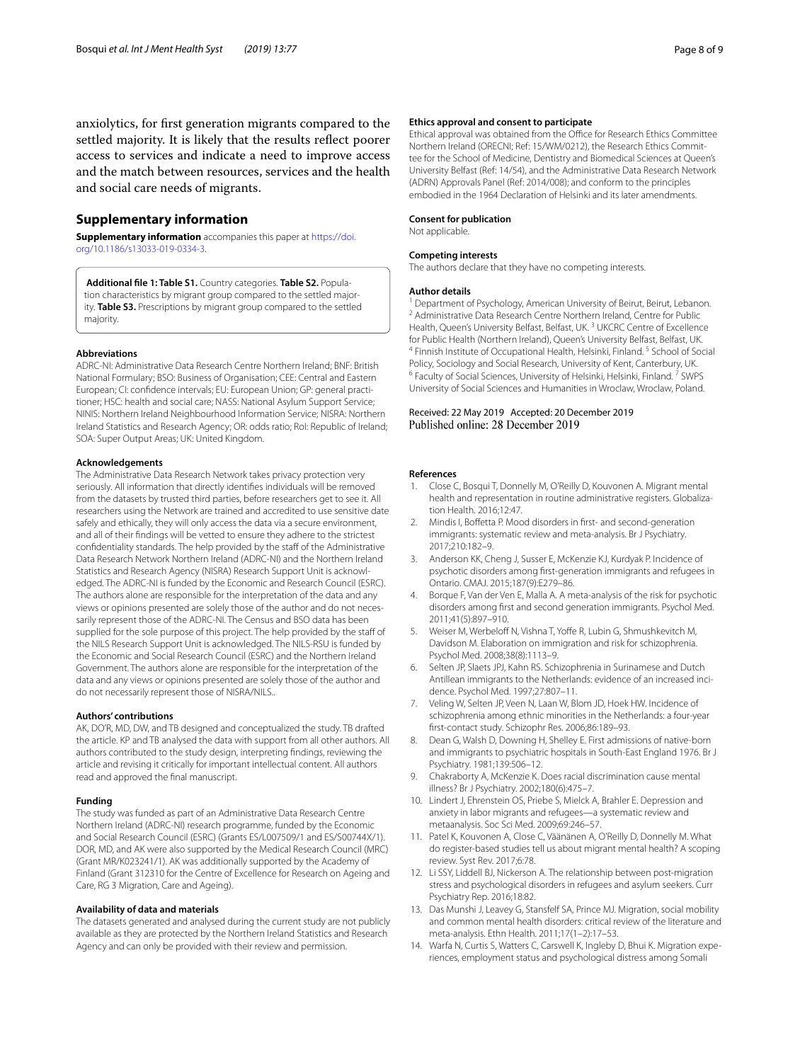anxiolytics, for first generation migrants compared to the settled majority. It is likely that the results reflect poorer access to services and indicate a need to improve access and the match between resources, services and the health and social care needs of migrants.

## Supplementary information

**Supplementary information** accompanies this paper at https://doi.org/10.1186/s13033-019-0334-3.

> **Additional file 1: Table S1.** Country categories. **Table S2.** Population characteristics by migrant group compared to the settled majority. **Table S3.** Prescriptions by migrant group compared to the settled majority.

#### Abbreviations

ADRC-NI: Administrative Data Research Centre Northern Ireland; BNF: British National Formulary; BSO: Business of Organisation; CEE: Central and Eastern European; CI: confidence intervals; EU: European Union; GP: general practitioner; HSC: health and social care; NASS: National Asylum Support Service; NINIS: Northern Ireland Neighbourhood Information Service; NISRA: Northern Ireland Statistics and Research Agency; OR: odds ratio; RoI: Republic of Ireland; SOA: Super Output Areas; UK: United Kingdom.

#### Acknowledgements

The Administrative Data Research Network takes privacy protection very seriously. All information that directly identifies individuals will be removed from the datasets by trusted third parties, before researchers get to see it. All researchers using the Network are trained and accredited to use sensitive date safely and ethically, they will only access the data via a secure environment, and all of their findings will be vetted to ensure they adhere to the strictest confidentiality standards. The help provided by the staff of the Administrative Data Research Network Northern Ireland (ADRC-NI) and the Northern Ireland Statistics and Research Agency (NISRA) Research Support Unit is acknowledged. The ADRC-NI is funded by the Economic and Research Council (ESRC). The authors alone are responsible for the interpretation of the data and any views or opinions presented are solely those of the author and do not necessarily represent those of the ADRC-NI. The Census and BSO data has been supplied for the sole purpose of this project. The help provided by the staff of the NILS Research Support Unit is acknowledged. The NILS-RSU is funded by the Economic and Social Research Council (ESRC) and the Northern Ireland Government. The authors alone are responsible for the interpretation of the data and any views or opinions presented are solely those of the author and do not necessarily represent those of NISRA/NILS..

#### Authors' contributions

AK, DO'R, MD, DW, and TB designed and conceptualized the study. TB drafted the article. KP and TB analysed the data with support from all other authors. All authors contributed to the study design, interpreting findings, reviewing the article and revising it critically for important intellectual content. All authors read and approved the final manuscript.

#### Funding

The study was funded as part of an Administrative Data Research Centre Northern Ireland (ADRC-NI) research programme, funded by the Economic and Social Research Council (ESRC) (Grants ES/L007509/1 and ES/S00744X/1). DOR, MD, and AK were also supported by the Medical Research Council (MRC) (Grant MR/K023241/1). AK was additionally supported by the Academy of Finland (Grant 312310 for the Centre of Excellence for Research on Ageing and Care, RG 3 Migration, Care and Ageing).

#### Availability of data and materials

The datasets generated and analysed during the current study are not publicly available as they are protected by the Northern Ireland Statistics and Research Agency and can only be provided with their review and permission.

#### Ethics approval and consent to participate

Ethical approval was obtained from the Office for Research Ethics Committee Northern Ireland (ORECNI; Ref: 15/WM/0212), the Research Ethics Committee for the School of Medicine, Dentistry and Biomedical Sciences at Queen's University Belfast (Ref: 14/54), and the Administrative Data Research Network (ADRN) Approvals Panel (Ref: 2014/008); and conform to the principles embodied in the 1964 Declaration of Helsinki and its later amendments.

#### Consent for publication

Not applicable.

#### Competing interests

The authors declare that they have no competing interests.

#### Author details

[1] Department of Psychology, American University of Beirut, Beirut, Lebanon. [2] Administrative Data Research Centre Northern Ireland, Centre for Public Health, Queen's University Belfast, Belfast, UK. [3] UKCRC Centre of Excellence for Public Health (Northern Ireland), Queen's University Belfast, Belfast, UK. [4] Finnish Institute of Occupational Health, Helsinki, Finland. [5] School of Social Policy, Sociology and Social Research, University of Kent, Canterbury, UK. [6] Faculty of Social Sciences, University of Helsinki, Helsinki, Finland. [7] SWPS University of Social Sciences and Humanities in Wroclaw, Wroclaw, Poland.

Received: 22 May 2019 Accepted: 20 December 2019
Published online: 28 December 2019

#### References

1. Close C, Bosqui T, Donnelly M, O'Reilly D, Kouvonen A. Migrant mental health and representation in routine administrative registers. Globalization Health. 2016;12:47.
2. Mindis I, Boffetta P. Mood disorders in first- and second-generation immigrants: systematic review and meta-analysis. Br J Psychiatry. 2017;210:182–9.
3. Anderson KK, Cheng J, Susser E, McKenzie KJ, Kurdyak P. Incidence of psychotic disorders among first-generation immigrants and refugees in Ontario. CMAJ. 2015;187(9):E279–86.
4. Borque F, Van der Ven E, Malla A. A meta-analysis of the risk for psychotic disorders among first and second generation immigrants. Psychol Med. 2011;41(5):897–910.
5. Weiser M, Werbeloff N, Vishna T, Yoffe R, Lubin G, Shmushkevitch M, Davidson M. Elaboration on immigration and risk for schizophrenia. Psychol Med. 2008;38(8):1113–9.
6. Selten JP, Slaets JPJ, Kahn RS. Schizophrenia in Surinamese and Dutch Antillean immigrants to the Netherlands: evidence of an increased incidence. Psychol Med. 1997;27:807–11.
7. Veling W, Selten JP, Veen N, Laan W, Blom JD, Hoek HW. Incidence of schizophrenia among ethnic minorities in the Netherlands: a four-year first-contact study. Schizophr Res. 2006;86:189–93.
8. Dean G, Walsh D, Downing H, Shelley E. First admissions of native-born and immigrants to psychiatric hospitals in South-East England 1976. Br J Psychiatry. 1981;139:506–12.
9. Chakraborty A, McKenzie K. Does racial discrimination cause mental illness? Br J Psychiatry. 2002;180(6):475–7.
10. Lindert J, Ehrenstein OS, Priebe S, Mielck A, Brahler E. Depression and anxiety in labor migrants and refugees—a systematic review and metaanalysis. Soc Sci Med. 2009;69:246–57.
11. Patel K, Kouvonen A, Close C, Väänänen A, O'Reilly D, Donnelly M. What do register-based studies tell us about migrant mental health? A scoping review. Syst Rev. 2017;6:78.
12. Li SSY, Liddell BJ, Nickerson A. The relationship between post-migration stress and psychological disorders in refugees and asylum seekers. Curr Psychiatry Rep. 2016;18:82.
13. Das Munshi J, Leavey G, Stansfelf SA, Prince MJ. Migration, social mobility and common mental health disorders: critical review of the literature and meta-analysis. Ethn Health. 2011;17(1–2):17–53.
14. Warfa N, Curtis S, Watters C, Carswell K, Ingleby D, Bhui K. Migration experiences, employment status and psychological distress among Somali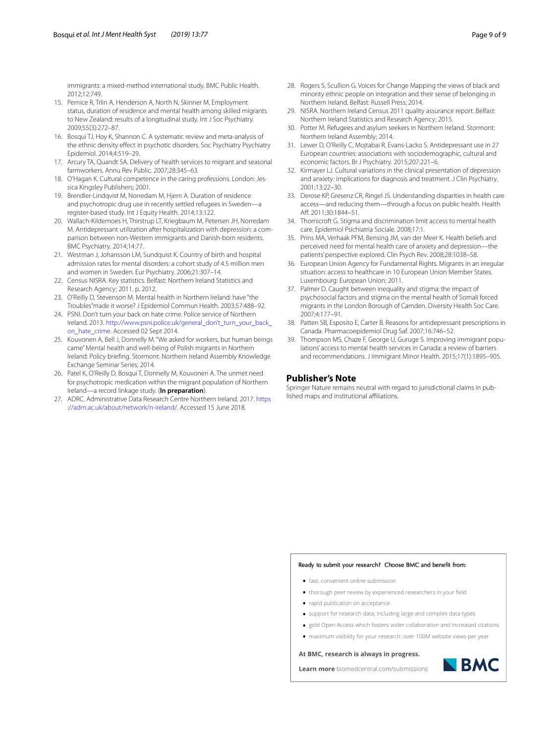immigrants: a mixed-method international study. BMC Public Health. 2012;12:749.

15. Pernice R, Trlin A, Henderson A, North N, Skinner M. Employment status, duration of residence and mental health among skilled migrants to New Zealand: results of a longitudinal study. Int J Soc Psychiatry. 2009;55(3):272–87.
16. Bosqui TJ, Hoy K, Shannon C. A systematic review and meta-analysis of the ethnic density effect in psychotic disorders. Soc Psychiatry Psychiatry Epidemiol. 2014;4:519–29.
17. Arcury TA, Quandt SA. Delivery of health services to migrant and seasonal farmworkers. Annu Rev Public. 2007;28:345–63.
18. O'Hagan K. Cultural competence in the caring professions. London: Jessica Kingsley Publishers; 2001.
19. Brendler-Lindqvist M, Norredam M, Hjern A. Duration of residence and psychotropic drug use in recently settled refugees in Sweden—a register-based study. Int J Equity Health. 2014;13:122.
20. Wallach-Kildemoes H, Thirstrup LT, Kriegbaum M, Petersen JH, Norredam M. Antidepressant utilization after hospitalization with depression: a comparison between non-Western immigrants and Danish-born residents. BMC Psychiatry. 2014;14:77.
21. Westman J, Johansson LM, Sundquist K. Country of birth and hospital admission rates for mental disorders: a cohort study of 4.5 million men and women in Sweden. Eur Psychiatry. 2006;21:307–14.
22. Census NISRA. Key statistics. Belfast: Northern Ireland Statistics and Research Agency; 2011. p. 2012.
23. O'Reilly D, Stevenson M. Mental health in Northern Ireland: have "the Troubles"made it worse? J Epidemiol Commun Health. 2003;57:488–92.
24. PSNI. Don't turn your back on hate crime. Police service of Northern Ireland. 2013. http://www.psni.police.uk/general_don't_turn_your_back_on_hate_crime. Accessed 02 Sept 2014.
25. Kouvonen A, Bell J, Donnelly M. "We asked for workers, but human beings came" Mental health and well-being of Polish migrants in Northern Ireland: Policy briefing. Stormont: Northern Ireland Assembly Knowledge Exchange Seminar Series; 2014.
26. Patel K, O'Reilly D, Bosqui T, Donnelly M, Kouvonen A. The unmet need for psychotropic medication within the migrant population of Northern Ireland—a record linkage study. (**In preparation**).
27. ADRC. Administrative Data Research Centre Northern Ireland. 2017. https://adrn.ac.uk/about/network/n-ireland/. Accessed 15 June 2018.
28. Rogers S, Scullion G. Voices for Change Mapping the views of black and minority ethnic people on integration and their sense of belonging in Northern Ireland. Belfast: Russell Press; 2014.
29. NISRA. Northern Ireland Census 2011 quality assurance report. Belfast: Northern Ireland Statistics and Research Agency; 2015.
30. Potter M. Refugees and asylum seekers in Northern Ireland. Stormont: Northern Ireland Assembly; 2014.
31. Lewer D, O'Reilly C, Mojtabai R, Evans-Lacko S. Antidepressant use in 27 European countries: associations with sociodemographic, cultural and economic factors. Br J Psychiatry. 2015;207:221–6.
32. Kirmayer LJ. Cultural variations in the clinical presentation of depression and anxiety: implications for diagnosis and treatment. J Clin Psychiatry. 2001;13:22–30.
33. Derose KP, Gresenz CR, Ringel JS. Understanding disparities in health care access—and reducing them—through a focus on public health. Health Aff. 2011;30:1844–51.
34. Thornicroft G. Stigma and discrimination limit access to mental health care. Epidemiol Psichiatria Sociale. 2008;17:1.
35. Prins MA, Verhaak PFM, Bensing JM, van der Meer K. Health beliefs and perceived need for mental health care of anxiety and depression—the patients' perspective explored. Clin Psych Rev. 2008;28:1038–58.
36. European Union Agency for Fundamental Rights. Migrants in an irregular situation: access to healthcare in 10 European Union Member States. Luxembourg: European Union; 2011.
37. Palmer D. Caught between inequality and stigma: the impact of psychosocial factors and stigma on the mental health of Somali forced migrants in the London Borough of Camden. Diversity Health Soc Care. 2007;4:177–91.
38. Patten SB, Esposito E, Carter B. Reasons for antidepressant prescriptions in Canada. Pharmacoepidemiol Drug Saf. 2007;16:746–52.
39. Thompson MS, Chaze F, George U, Guruge S. Improving immigrant populations' access to mental health services in Canada: a review of barriers and recommendations. J Immigrant Minor Health. 2015;17(1):1895–905.

## Publisher's Note

Springer Nature remains neutral with regard to jurisdictional claims in published maps and institutional affiliations.

Ready to submit your research? Choose BMC and benefit from:

- fast, convenient online submission
- thorough peer review by experienced researchers in your field
- rapid publication on acceptance
- support for research data, including large and complex data types
- gold Open Access which fosters wider collaboration and increased citations
- maximum visibility for your research: over 100M website views per year

**At BMC, research is always in progress.**

**Learn more** biomedcentral.com/submissions

BMC